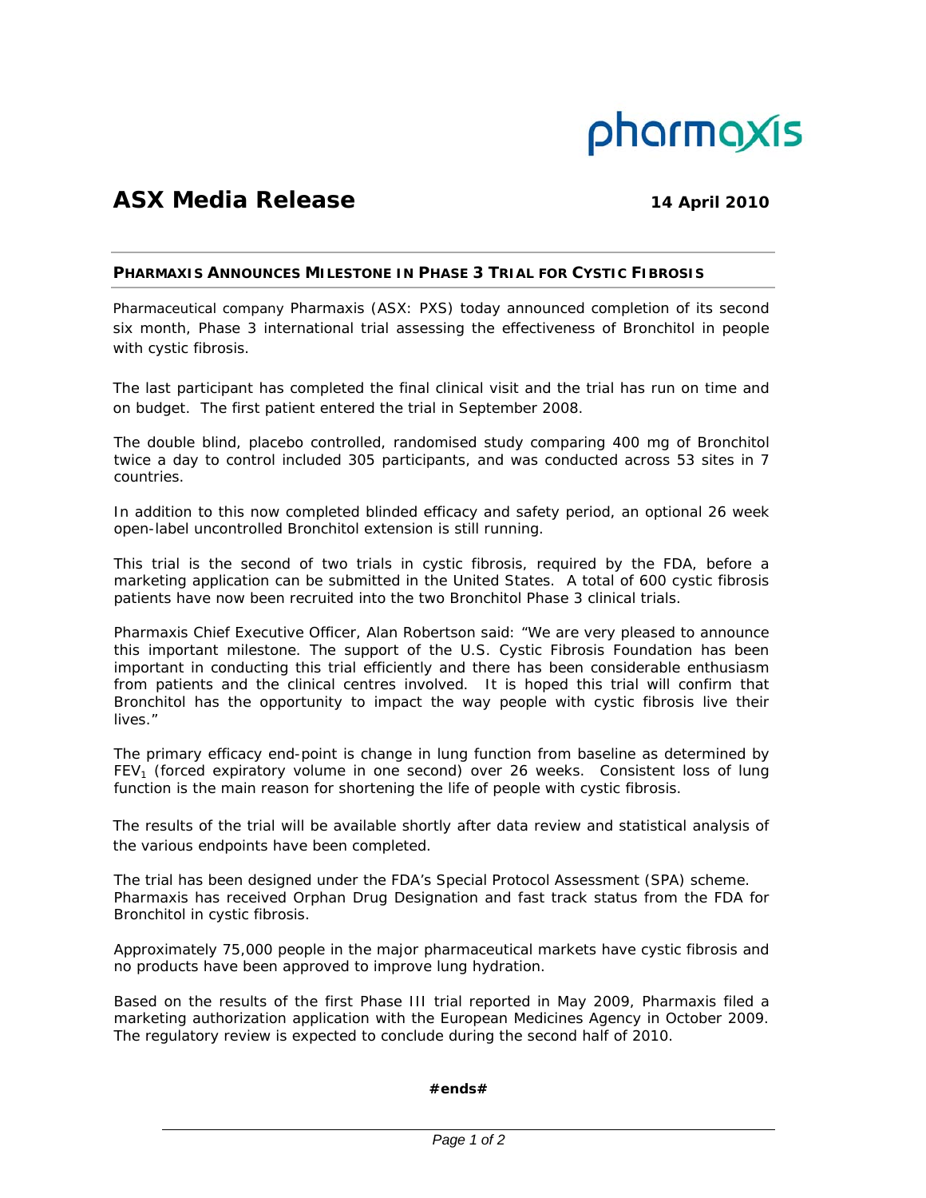pharmaxis

# ASX Media Release

**14 April 2010**

## PHARMAXIS ANNOUNCES MILESTONE IN PHASE 3 TRIAL FOR CYSTIC FIBROSIS

Pharmaceutical company Pharmaxis (ASX: PXS) today announced completion of its second six month, Phase 3 international trial assessing the effectiveness of Bronchitol in people with cystic fibrosis.

The last participant has completed the final clinical visit and the trial has run on time and on budget. The first patient entered the trial in September 2008.

The double blind, placebo controlled, randomised study comparing 400 mg of Bronchitol twice a day to control included 305 participants, and was conducted across 53 sites in 7 countries.

In addition to this now completed blinded efficacy and safety period, an optional 26 week open-label uncontrolled Bronchitol extension is still running.

This trial is the second of two trials in cystic fibrosis, required by the FDA, before a marketing application can be submitted in the United States. A total of 600 cystic fibrosis patients have now been recruited into the two Bronchitol Phase 3 clinical trials.

Pharmaxis Chief Executive Officer, Alan Robertson said: "We are very pleased to announce this important milestone. The support of the U.S. Cystic Fibrosis Foundation has been important in conducting this trial efficiently and there has been considerable enthusiasm from patients and the clinical centres involved. It is hoped this trial will confirm that Bronchitol has the opportunity to impact the way people with cystic fibrosis live their lives."

The primary efficacy end-point is change in lung function from baseline as determined by $FEV_1$ (forced expiratory volume in one second) over 26 weeks. Consistent loss of lung function is the main reason for shortening the life of people with cystic fibrosis.

The results of the trial will be available shortly after data review and statistical analysis of the various endpoints have been completed.

The trial has been designed under the FDA's Special Protocol Assessment (SPA) scheme. Pharmaxis has received Orphan Drug Designation and fast track status from the FDA for Bronchitol in cystic fibrosis.

Approximately 75,000 people in the major pharmaceutical markets have cystic fibrosis and no products have been approved to improve lung hydration.

Based on the results of the first Phase III trial reported in May 2009, Pharmaxis filed a marketing authorization application with the European Medicines Agency in October 2009. The regulatory review is expected to conclude during the second half of 2010.

**#ends#**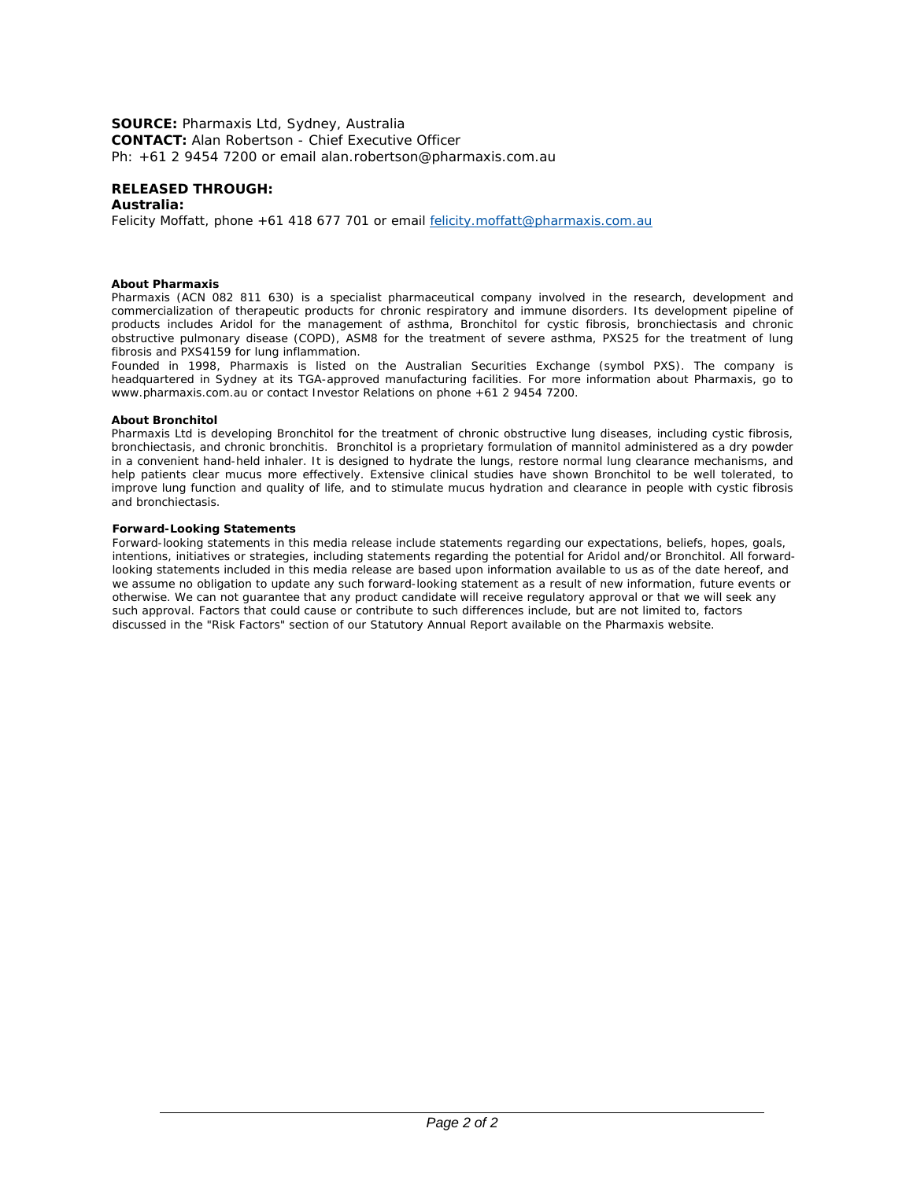**SOURCE:** Pharmaxis Ltd, Sydney, Australia
**CONTACT:** Alan Robertson - Chief Executive Officer
Ph: +61 2 9454 7200 or email alan.robertson@pharmaxis.com.au

**RELEASED THROUGH:**
**Australia:**
Felicity Moffatt, phone +61 418 677 701 or email felicity.moffatt@pharmaxis.com.au

**About Pharmaxis**
Pharmaxis (ACN 082 811 630) is a specialist pharmaceutical company involved in the research, development and commercialization of therapeutic products for chronic respiratory and immune disorders. Its development pipeline of products includes Aridol for the management of asthma, Bronchitol for cystic fibrosis, bronchiectasis and chronic obstructive pulmonary disease (COPD), ASM8 for the treatment of severe asthma, PXS25 for the treatment of lung fibrosis and PXS4159 for lung inflammation.
Founded in 1998, Pharmaxis is listed on the Australian Securities Exchange (symbol PXS). The company is headquartered in Sydney at its TGA-approved manufacturing facilities. For more information about Pharmaxis, go to www.pharmaxis.com.au or contact Investor Relations on phone +61 2 9454 7200.

**About Bronchitol**
Pharmaxis Ltd is developing Bronchitol for the treatment of chronic obstructive lung diseases, including cystic fibrosis, bronchiectasis, and chronic bronchitis. Bronchitol is a proprietary formulation of mannitol administered as a dry powder in a convenient hand-held inhaler. It is designed to hydrate the lungs, restore normal lung clearance mechanisms, and help patients clear mucus more effectively. Extensive clinical studies have shown Bronchitol to be well tolerated, to improve lung function and quality of life, and to stimulate mucus hydration and clearance in people with cystic fibrosis and bronchiectasis.

**Forward-Looking Statements**
Forward-looking statements in this media release include statements regarding our expectations, beliefs, hopes, goals, intentions, initiatives or strategies, including statements regarding the potential for Aridol and/or Bronchitol. All forward-looking statements included in this media release are based upon information available to us as of the date hereof, and we assume no obligation to update any such forward-looking statement as a result of new information, future events or otherwise. We can not guarantee that any product candidate will receive regulatory approval or that we will seek any such approval. Factors that could cause or contribute to such differences include, but are not limited to, factors discussed in the "Risk Factors" section of our Statutory Annual Report available on the Pharmaxis website.